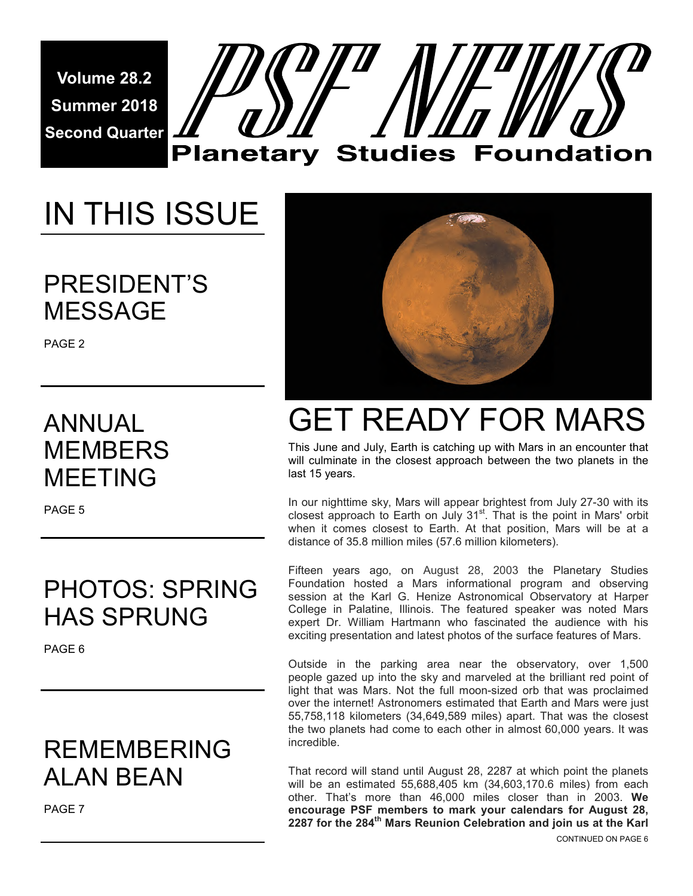**Volume 28.2**
**Summer 2018**
**Second Quarter**

# PSF NEWS

**Planetary Studies Foundation**

## IN THIS ISSUE

### PRESIDENT'S MESSAGE

PAGE 2

### ANNUAL MEMBERS MEETING

PAGE 5

### PHOTOS: SPRING HAS SPRUNG

PAGE 6

### REMEMBERING ALAN BEAN

PAGE 7

# GET READY FOR MARS

This June and July, Earth is catching up with Mars in an encounter that will culminate in the closest approach between the two planets in the last 15 years.

In our nighttime sky, Mars will appear brightest from July 27-30 with its closest approach to Earth on July 31st. That is the point in Mars' orbit when it comes closest to Earth. At that position, Mars will be at a distance of 35.8 million miles (57.6 million kilometers).

Fifteen years ago, on August 28, 2003 the Planetary Studies Foundation hosted a Mars informational program and observing session at the Karl G. Henize Astronomical Observatory at Harper College in Palatine, Illinois. The featured speaker was noted Mars expert Dr. William Hartmann who fascinated the audience with his exciting presentation and latest photos of the surface features of Mars.

Outside in the parking area near the observatory, over 1,500 people gazed up into the sky and marveled at the brilliant red point of light that was Mars. Not the full moon-sized orb that was proclaimed over the internet! Astronomers estimated that Earth and Mars were just 55,758,118 kilometers (34,649,589 miles) apart. That was the closest the two planets had come to each other in almost 60,000 years. It was incredible.

That record will stand until August 28, 2287 at which point the planets will be an estimated 55,688,405 km (34,603,170.6 miles) from each other. That's more than 46,000 miles closer than in 2003. **We encourage PSF members to mark your calendars for August 28, 2287 for the 284th Mars Reunion Celebration and join us at the Karl**

CONTINUED ON PAGE 6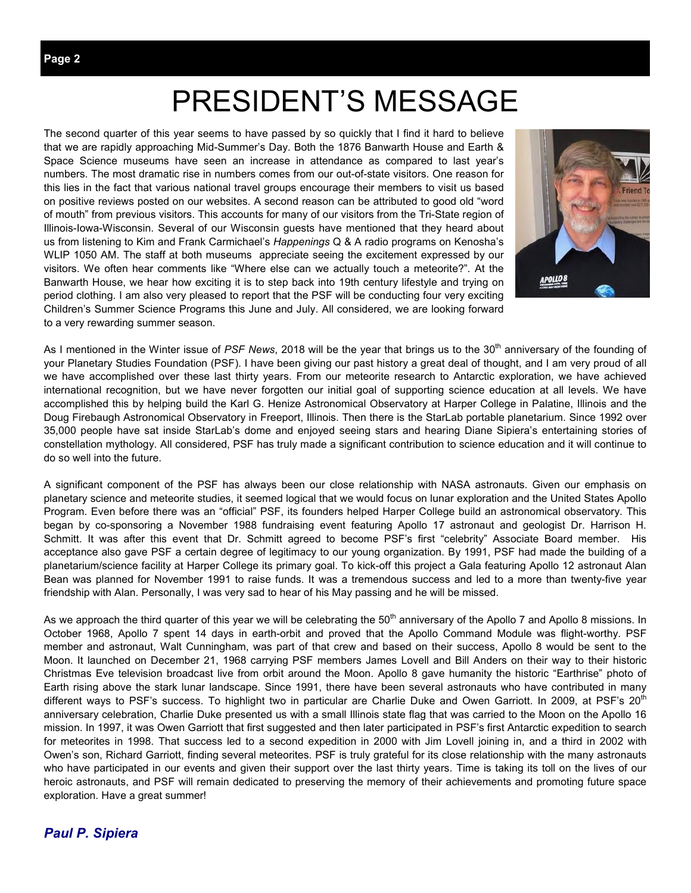# PRESIDENT'S MESSAGE

The second quarter of this year seems to have passed by so quickly that I find it hard to believe that we are rapidly approaching Mid-Summer's Day. Both the 1876 Banwarth House and Earth & Space Science museums have seen an increase in attendance as compared to last year's numbers. The most dramatic rise in numbers comes from our out-of-state visitors. One reason for this lies in the fact that various national travel groups encourage their members to visit us based on positive reviews posted on our websites. A second reason can be attributed to good old "word of mouth" from previous visitors. This accounts for many of our visitors from the Tri-State region of Illinois-Iowa-Wisconsin. Several of our Wisconsin guests have mentioned that they heard about us from listening to Kim and Frank Carmichael's *Happenings* Q & A radio programs on Kenosha's WLIP 1050 AM. The staff at both museums appreciate seeing the excitement expressed by our visitors. We often hear comments like "Where else can we actually touch a meteorite?". At the Banwarth House, we hear how exciting it is to step back into 19th century lifestyle and trying on period clothing. I am also very pleased to report that the PSF will be conducting four very exciting Children's Summer Science Programs this June and July. All considered, we are looking forward to a very rewarding summer season.

As I mentioned in the Winter issue of *PSF News*, 2018 will be the year that brings us to the 30th anniversary of the founding of your Planetary Studies Foundation (PSF). I have been giving our past history a great deal of thought, and I am very proud of all we have accomplished over these last thirty years. From our meteorite research to Antarctic exploration, we have achieved international recognition, but we have never forgotten our initial goal of supporting science education at all levels. We have accomplished this by helping build the Karl G. Henize Astronomical Observatory at Harper College in Palatine, Illinois and the Doug Firebaugh Astronomical Observatory in Freeport, Illinois. Then there is the StarLab portable planetarium. Since 1992 over 35,000 people have sat inside StarLab's dome and enjoyed seeing stars and hearing Diane Sipiera's entertaining stories of constellation mythology. All considered, PSF has truly made a significant contribution to science education and it will continue to do so well into the future.

A significant component of the PSF has always been our close relationship with NASA astronauts. Given our emphasis on planetary science and meteorite studies, it seemed logical that we would focus on lunar exploration and the United States Apollo Program. Even before there was an "official" PSF, its founders helped Harper College build an astronomical observatory. This began by co-sponsoring a November 1988 fundraising event featuring Apollo 17 astronaut and geologist Dr. Harrison H. Schmitt. It was after this event that Dr. Schmitt agreed to become PSF's first "celebrity" Associate Board member. His acceptance also gave PSF a certain degree of legitimacy to our young organization. By 1991, PSF had made the building of a planetarium/science facility at Harper College its primary goal. To kick-off this project a Gala featuring Apollo 12 astronaut Alan Bean was planned for November 1991 to raise funds. It was a tremendous success and led to a more than twenty-five year friendship with Alan. Personally, I was very sad to hear of his May passing and he will be missed.

As we approach the third quarter of this year we will be celebrating the 50th anniversary of the Apollo 7 and Apollo 8 missions. In October 1968, Apollo 7 spent 14 days in earth-orbit and proved that the Apollo Command Module was flight-worthy. PSF member and astronaut, Walt Cunningham, was part of that crew and based on their success, Apollo 8 would be sent to the Moon. It launched on December 21, 1968 carrying PSF members James Lovell and Bill Anders on their way to their historic Christmas Eve television broadcast live from orbit around the Moon. Apollo 8 gave humanity the historic "Earthrise" photo of Earth rising above the stark lunar landscape. Since 1991, there have been several astronauts who have contributed in many different ways to PSF's success. To highlight two in particular are Charlie Duke and Owen Garriott. In 2009, at PSF's 20th anniversary celebration, Charlie Duke presented us with a small Illinois state flag that was carried to the Moon on the Apollo 16 mission. In 1997, it was Owen Garriott that first suggested and then later participated in PSF's first Antarctic expedition to search for meteorites in 1998. That success led to a second expedition in 2000 with Jim Lovell joining in, and a third in 2002 with Owen's son, Richard Garriott, finding several meteorites. PSF is truly grateful for its close relationship with the many astronauts who have participated in our events and given their support over the last thirty years. Time is taking its toll on the lives of our heroic astronauts, and PSF will remain dedicated to preserving the memory of their achievements and promoting future space exploration. Have a great summer!

***Paul P. Sipiera***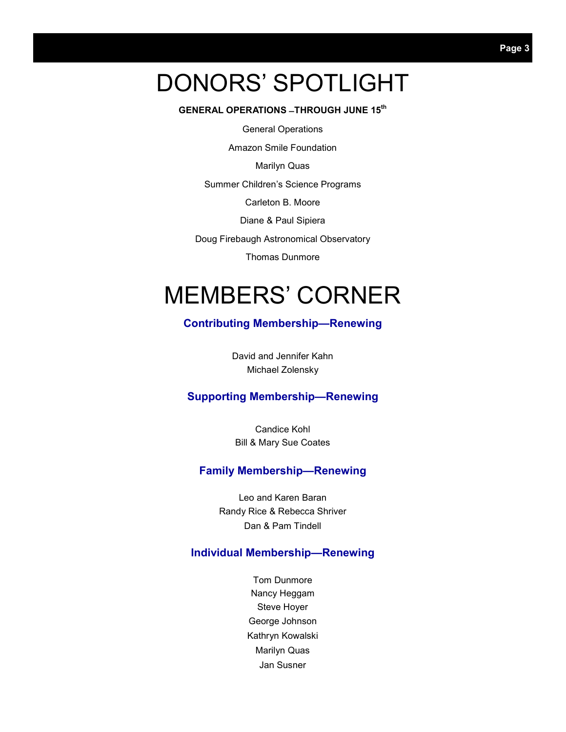# DONORS' SPOTLIGHT

**GENERAL OPERATIONS –THROUGH JUNE 15th**

General Operations

Amazon Smile Foundation

Marilyn Quas

Summer Children's Science Programs

Carleton B. Moore

Diane & Paul Sipiera

Doug Firebaugh Astronomical Observatory

Thomas Dunmore

# MEMBERS' CORNER

## Contributing Membership—Renewing

David and Jennifer Kahn
Michael Zolensky

## Supporting Membership—Renewing

Candice Kohl
Bill & Mary Sue Coates

## Family Membership—Renewing

Leo and Karen Baran
Randy Rice & Rebecca Shriver
Dan & Pam Tindell

## Individual Membership—Renewing

Tom Dunmore
Nancy Heggam
Steve Hoyer
George Johnson
Kathryn Kowalski
Marilyn Quas
Jan Susner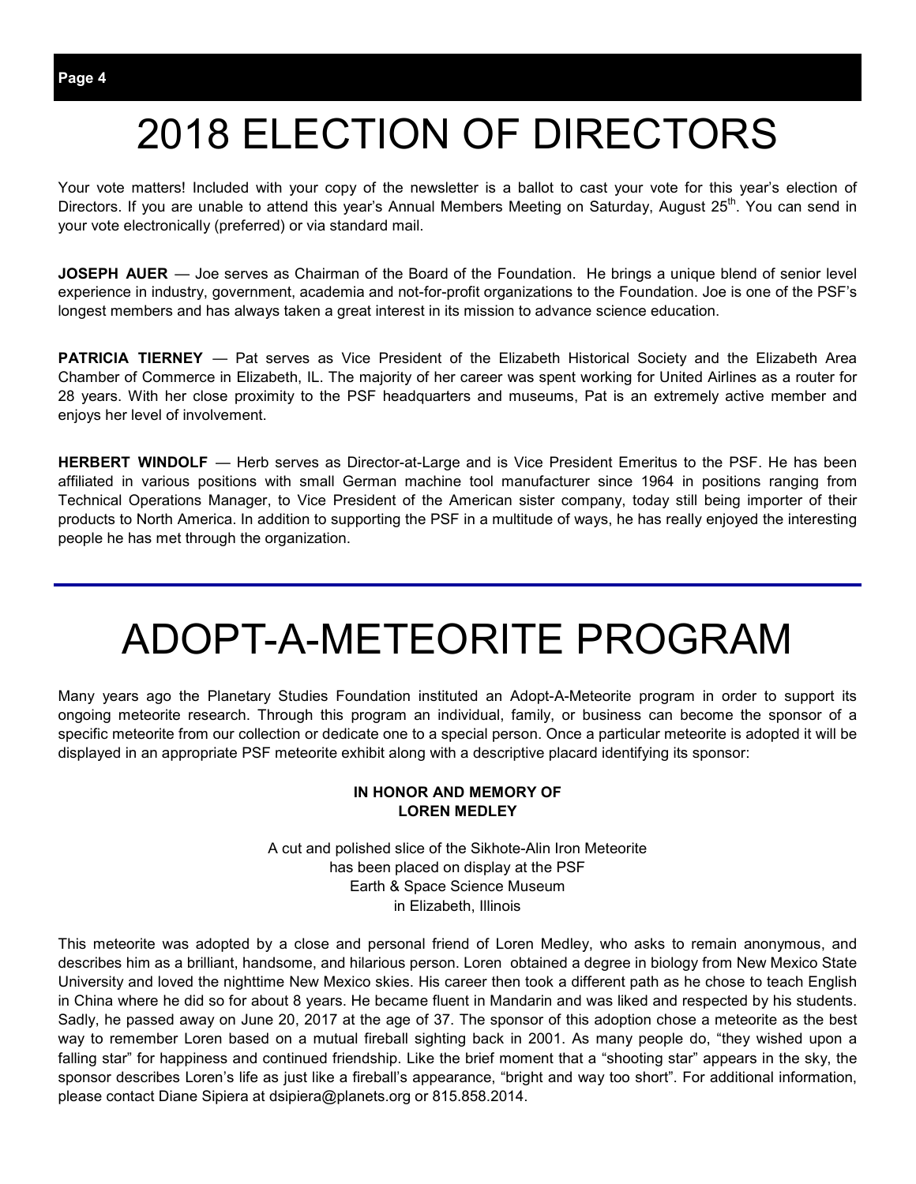# 2018 ELECTION OF DIRECTORS

Your vote matters! Included with your copy of the newsletter is a ballot to cast your vote for this year's election of Directors. If you are unable to attend this year's Annual Members Meeting on Saturday, August 25th. You can send in your vote electronically (preferred) or via standard mail.

**JOSEPH AUER** — Joe serves as Chairman of the Board of the Foundation. He brings a unique blend of senior level experience in industry, government, academia and not-for-profit organizations to the Foundation. Joe is one of the PSF's longest members and has always taken a great interest in its mission to advance science education.

**PATRICIA TIERNEY** — Pat serves as Vice President of the Elizabeth Historical Society and the Elizabeth Area Chamber of Commerce in Elizabeth, IL. The majority of her career was spent working for United Airlines as a router for 28 years. With her close proximity to the PSF headquarters and museums, Pat is an extremely active member and enjoys her level of involvement.

**HERBERT WINDOLF** — Herb serves as Director-at-Large and is Vice President Emeritus to the PSF. He has been affiliated in various positions with small German machine tool manufacturer since 1964 in positions ranging from Technical Operations Manager, to Vice President of the American sister company, today still being importer of their products to North America. In addition to supporting the PSF in a multitude of ways, he has really enjoyed the interesting people he has met through the organization.

---

# ADOPT-A-METEORITE PROGRAM

Many years ago the Planetary Studies Foundation instituted an Adopt-A-Meteorite program in order to support its ongoing meteorite research. Through this program an individual, family, or business can become the sponsor of a specific meteorite from our collection or dedicate one to a special person. Once a particular meteorite is adopted it will be displayed in an appropriate PSF meteorite exhibit along with a descriptive placard identifying its sponsor:

**IN HONOR AND MEMORY OF**
**LOREN MEDLEY**

A cut and polished slice of the Sikhote-Alin Iron Meteorite
has been placed on display at the PSF
Earth & Space Science Museum
in Elizabeth, Illinois

This meteorite was adopted by a close and personal friend of Loren Medley, who asks to remain anonymous, and describes him as a brilliant, handsome, and hilarious person. Loren obtained a degree in biology from New Mexico State University and loved the nighttime New Mexico skies. His career then took a different path as he chose to teach English in China where he did so for about 8 years. He became fluent in Mandarin and was liked and respected by his students. Sadly, he passed away on June 20, 2017 at the age of 37. The sponsor of this adoption chose a meteorite as the best way to remember Loren based on a mutual fireball sighting back in 2001. As many people do, "they wished upon a falling star" for happiness and continued friendship. Like the brief moment that a "shooting star" appears in the sky, the sponsor describes Loren's life as just like a fireball's appearance, "bright and way too short". For additional information, please contact Diane Sipiera at dsipiera@planets.org or 815.858.2014.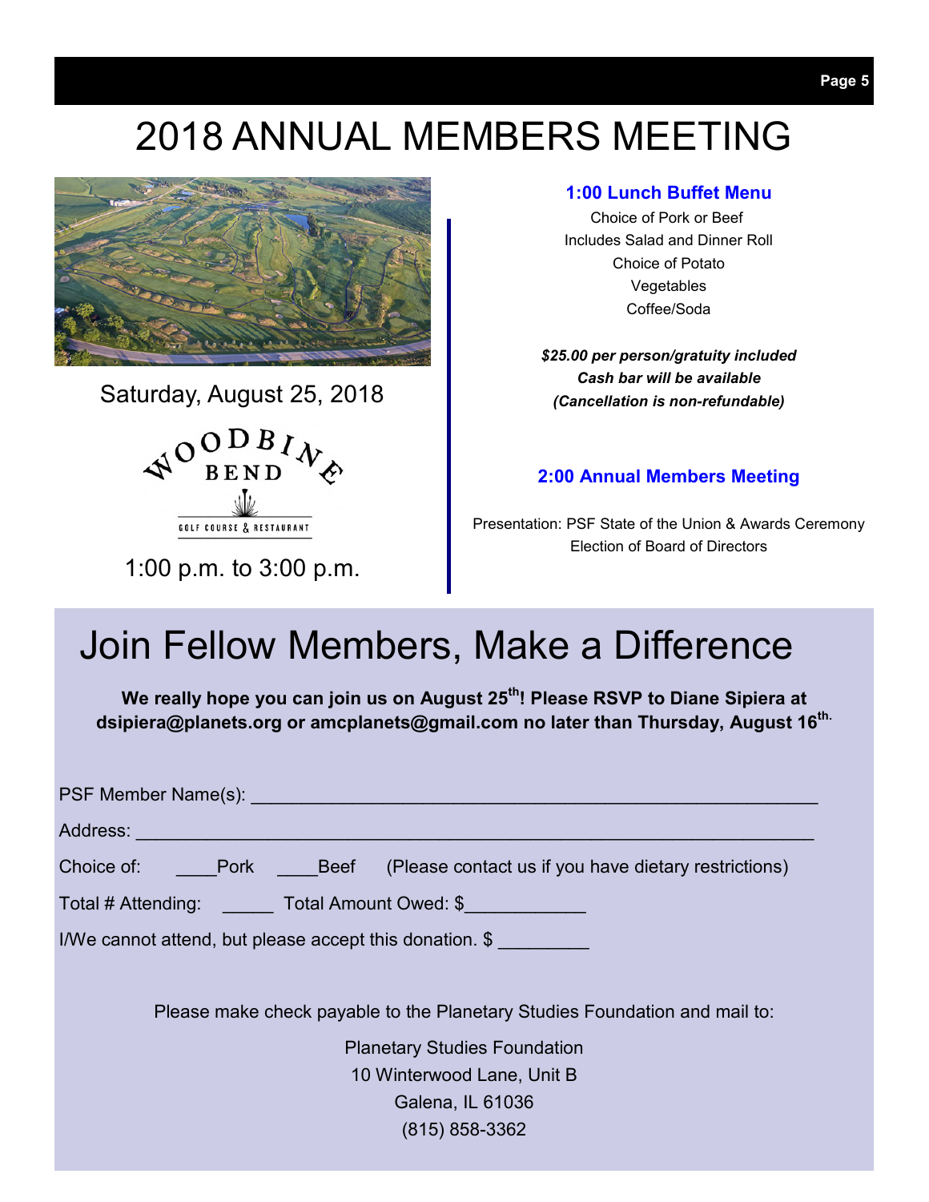# 2018 ANNUAL MEMBERS MEETING

Saturday, August 25, 2018

WOODBINE BEND

GOLF COURSE & RESTAURANT

1:00 p.m. to 3:00 p.m.

### 1:00 Lunch Buffet Menu

Choice of Pork or Beef
Includes Salad and Dinner Roll
Choice of Potato
Vegetables
Coffee/Soda

***$25.00 per person/gratuity included***
***Cash bar will be available***
***(Cancellation is non-refundable)***

### 2:00 Annual Members Meeting

Presentation: PSF State of the Union & Awards Ceremony
Election of Board of Directors

## Join Fellow Members, Make a Difference

**We really hope you can join us on August 25th! Please RSVP to Diane Sipiera at dsipiera@planets.org or amcplanets@gmail.com no later than Thursday, August 16th.**

PSF Member Name(s): ________________________________________________________

Address: _____________________________________________________________________

Choice of: ____Pork ____Beef (Please contact us if you have dietary restrictions)

Total # Attending: _____ Total Amount Owed: $___________

I/We cannot attend, but please accept this donation. $ _________

Please make check payable to the Planetary Studies Foundation and mail to:

Planetary Studies Foundation
10 Winterwood Lane, Unit B
Galena, IL 61036
(815) 858-3362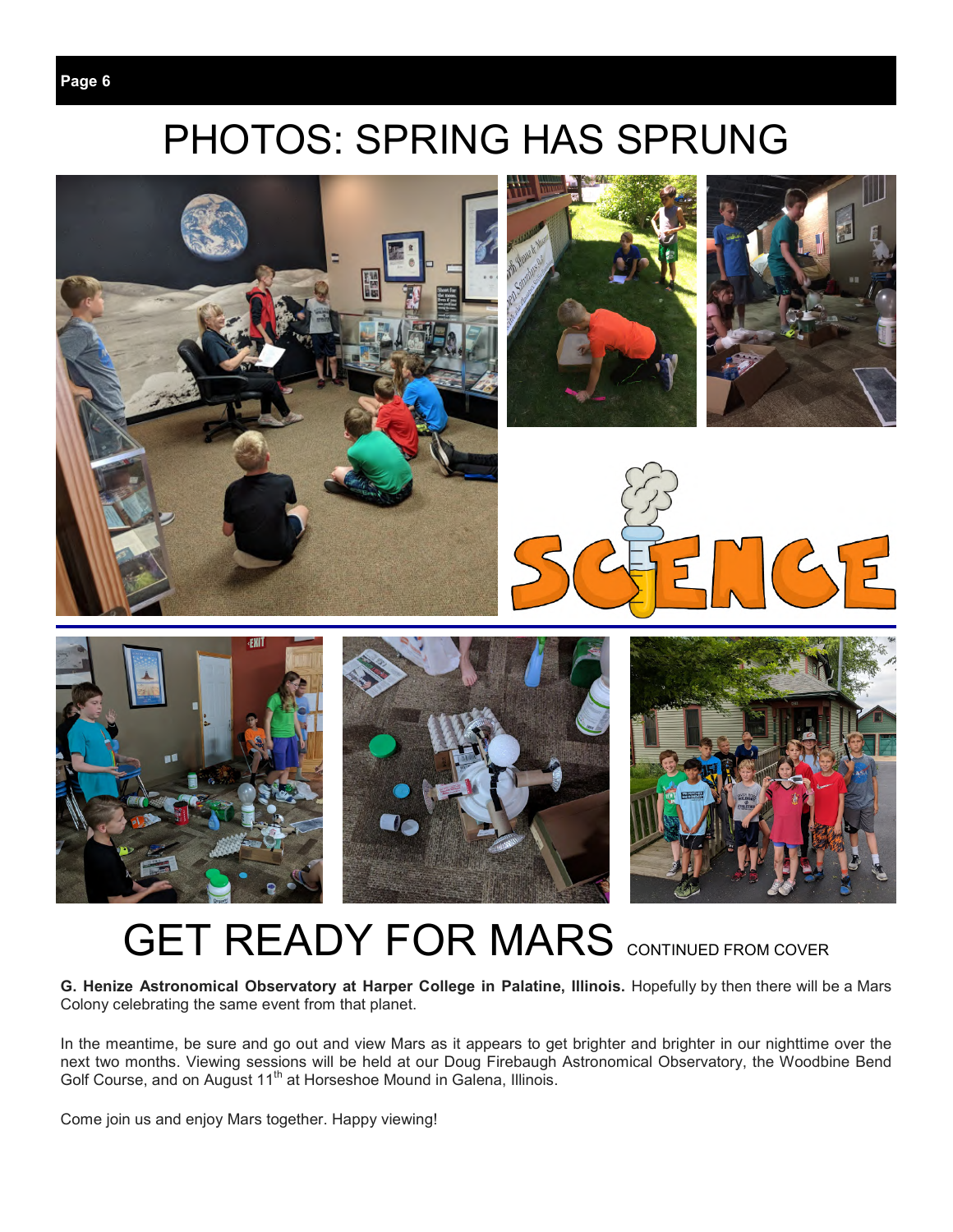# PHOTOS: SPRING HAS SPRUNG

# GET READY FOR MARS

CONTINUED FROM COVER

**G. Henize Astronomical Observatory at Harper College in Palatine, Illinois.** Hopefully by then there will be a Mars Colony celebrating the same event from that planet.

In the meantime, be sure and go out and view Mars as it appears to get brighter and brighter in our nighttime over the next two months. Viewing sessions will be held at our Doug Firebaugh Astronomical Observatory, the Woodbine Bend Golf Course, and on August 11th at Horseshoe Mound in Galena, Illinois.

Come join us and enjoy Mars together. Happy viewing!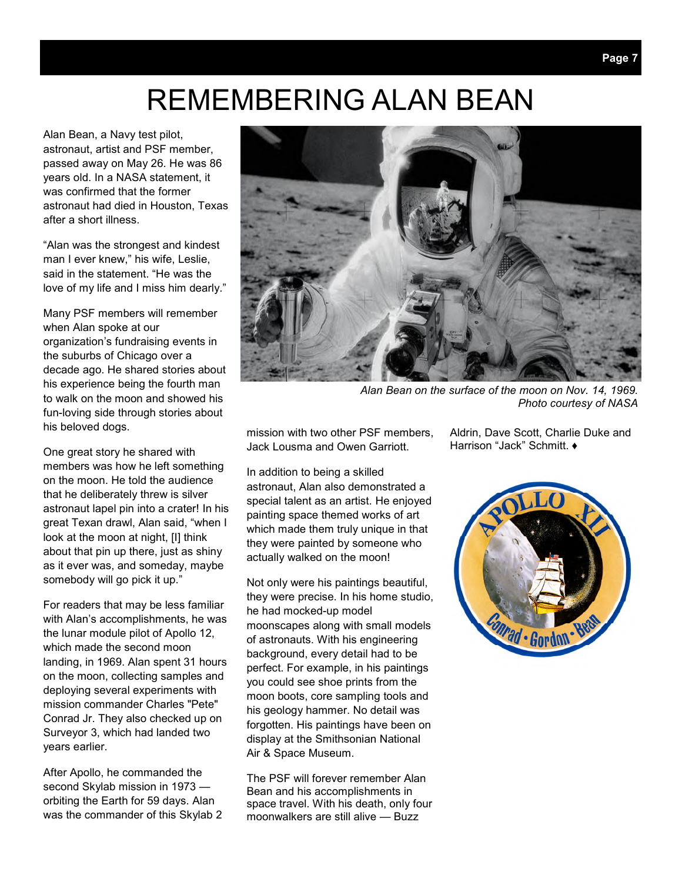# REMEMBERING ALAN BEAN

Alan Bean, a Navy test pilot, astronaut, artist and PSF member, passed away on May 26. He was 86 years old. In a NASA statement, it was confirmed that the former astronaut had died in Houston, Texas after a short illness.

"Alan was the strongest and kindest man I ever knew," his wife, Leslie, said in the statement. "He was the love of my life and I miss him dearly."

Many PSF members will remember when Alan spoke at our organization's fundraising events in the suburbs of Chicago over a decade ago. He shared stories about his experience being the fourth man to walk on the moon and showed his fun-loving side through stories about his beloved dogs.

One great story he shared with members was how he left something on the moon. He told the audience that he deliberately threw is silver astronaut lapel pin into a crater! In his great Texan drawl, Alan said, "when I look at the moon at night, [I] think about that pin up there, just as shiny as it ever was, and someday, maybe somebody will go pick it up."

For readers that may be less familiar with Alan's accomplishments, he was the lunar module pilot of Apollo 12, which made the second moon landing, in 1969. Alan spent 31 hours on the moon, collecting samples and deploying several experiments with mission commander Charles "Pete" Conrad Jr. They also checked up on Surveyor 3, which had landed two years earlier.

*Alan Bean on the surface of the moon on Nov. 14, 1969. Photo courtesy of NASA*

After Apollo, he commanded the second Skylab mission in 1973 — orbiting the Earth for 59 days. Alan was the commander of this Skylab 2 mission with two other PSF members, Jack Lousma and Owen Garriott.

In addition to being a skilled astronaut, Alan also demonstrated a special talent as an artist. He enjoyed painting space themed works of art which made them truly unique in that they were painted by someone who actually walked on the moon!

Not only were his paintings beautiful, they were precise. In his home studio, he had mocked-up model moonscapes along with small models of astronauts. With his engineering background, every detail had to be perfect. For example, in his paintings you could see shoe prints from the moon boots, core sampling tools and his geology hammer. No detail was forgotten. His paintings have been on display at the Smithsonian National Air & Space Museum.

The PSF will forever remember Alan Bean and his accomplishments in space travel. With his death, only four moonwalkers are still alive — Buzz Aldrin, Dave Scott, Charlie Duke and Harrison "Jack" Schmitt. ♦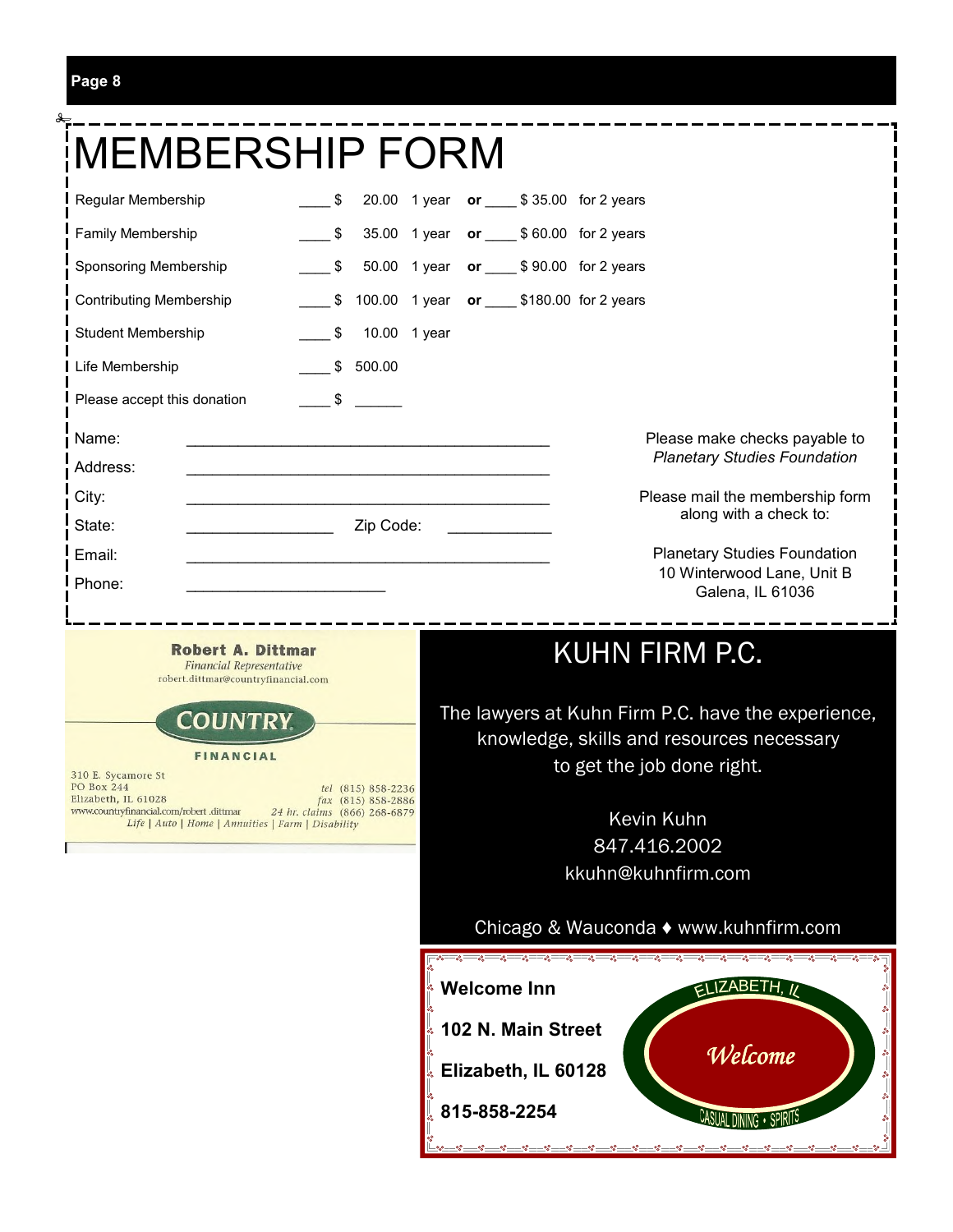# MEMBERSHIP FORM

| | | | | |
|---|---|---|---|---|
| Regular Membership | ____ $ 20.00 | 1 year | **or** ____ $ 35.00 | for 2 years |
| Family Membership | ____ $ 35.00 | 1 year | **or** ____ $ 60.00 | for 2 years |
| Sponsoring Membership | ____ $ 50.00 | 1 year | **or** ____ $ 90.00 | for 2 years |
| Contributing Membership | ____ $ 100.00 | 1 year | **or** ____ $180.00 | for 2 years |
| Student Membership | ____ $ 10.00 | 1 year | | |
| Life Membership | ____ $ 500.00 | | | |
| Please accept this donation | ____ $ ______ | | | |

Name: ___________________________________________

Address: ___________________________________________

City: ___________________________________________

State: _________________ Zip Code: ____________

Email: ___________________________________________

Phone: ________________________

Please make checks payable to *Planetary Studies Foundation*

Please mail the membership form along with a check to:

Planetary Studies Foundation
10 Winterwood Lane, Unit B
Galena, IL 61036

---

**Robert A. Dittmar**
*Financial Representative*
robert.dittmar@countryfinancial.com

COUNTRY FINANCIAL

310 E. Sycamore St
PO Box 244
Elizabeth, IL 61028
www.countryfinancial.com/robert.dittmar
tel (815) 858-2236
fax (815) 858-2886
24 hr. claims (866) 268-6879
*Life | Auto | Home | Annuities | Farm | Disability*

---

## KUHN FIRM P.C.

The lawyers at Kuhn Firm P.C. have the experience, knowledge, skills and resources necessary to get the job done right.

Kevin Kuhn
847.416.2002
kkuhn@kuhnfirm.com

Chicago & Wauconda ♦ www.kuhnfirm.com

---

**Welcome Inn**

**102 N. Main Street**

**Elizabeth, IL 60128**

**815-858-2254**

ELIZABETH, IL
*Welcome*
CASUAL DINING • SPIRITS